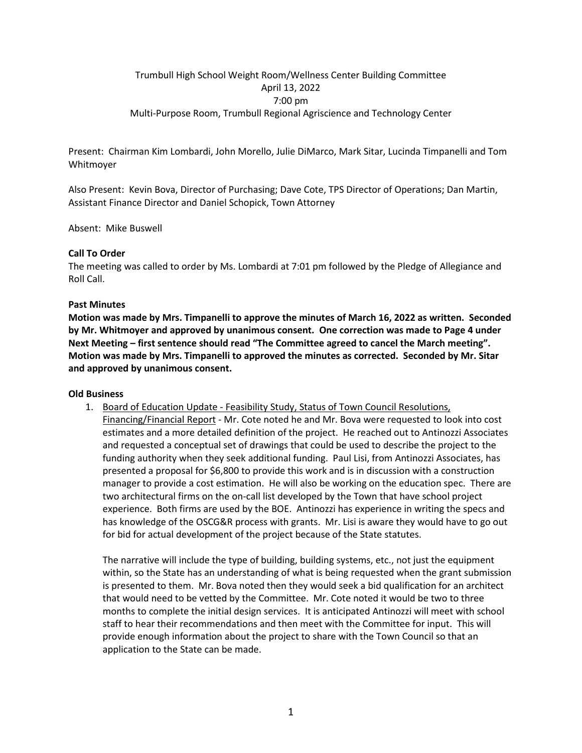Trumbull High School Weight Room/Wellness Center Building Committee
April 13, 2022
7:00 pm
Multi-Purpose Room, Trumbull Regional Agriscience and Technology Center

Present: Chairman Kim Lombardi, John Morello, Julie DiMarco, Mark Sitar, Lucinda Timpanelli and Tom Whitmoyer

Also Present: Kevin Bova, Director of Purchasing; Dave Cote, TPS Director of Operations; Dan Martin, Assistant Finance Director and Daniel Schopick, Town Attorney

Absent: Mike Buswell

**Call To Order**

The meeting was called to order by Ms. Lombardi at 7:01 pm followed by the Pledge of Allegiance and Roll Call.

**Past Minutes**

**Motion was made by Mrs. Timpanelli to approve the minutes of March 16, 2022 as written. Seconded by Mr. Whitmoyer and approved by unanimous consent. One correction was made to Page 4 under Next Meeting – first sentence should read "The Committee agreed to cancel the March meeting". Motion was made by Mrs. Timpanelli to approved the minutes as corrected. Seconded by Mr. Sitar and approved by unanimous consent.**

**Old Business**

1. Board of Education Update - Feasibility Study, Status of Town Council Resolutions, Financing/Financial Report - Mr. Cote noted he and Mr. Bova were requested to look into cost estimates and a more detailed definition of the project. He reached out to Antinozzi Associates and requested a conceptual set of drawings that could be used to describe the project to the funding authority when they seek additional funding. Paul Lisi, from Antinozzi Associates, has presented a proposal for $6,800 to provide this work and is in discussion with a construction manager to provide a cost estimation. He will also be working on the education spec. There are two architectural firms on the on-call list developed by the Town that have school project experience. Both firms are used by the BOE. Antinozzi has experience in writing the specs and has knowledge of the OSCG&R process with grants. Mr. Lisi is aware they would have to go out for bid for actual development of the project because of the State statutes.

   The narrative will include the type of building, building systems, etc., not just the equipment within, so the State has an understanding of what is being requested when the grant submission is presented to them. Mr. Bova noted then they would seek a bid qualification for an architect that would need to be vetted by the Committee. Mr. Cote noted it would be two to three months to complete the initial design services. It is anticipated Antinozzi will meet with school staff to hear their recommendations and then meet with the Committee for input. This will provide enough information about the project to share with the Town Council so that an application to the State can be made.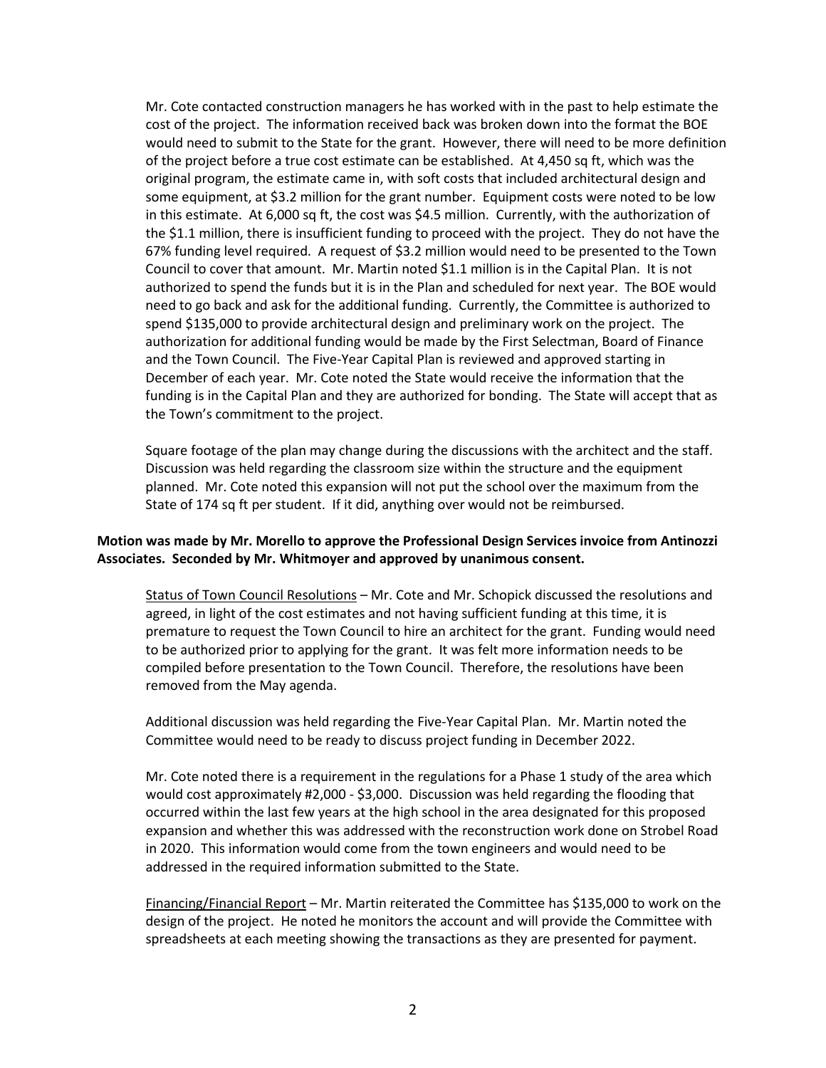Mr. Cote contacted construction managers he has worked with in the past to help estimate the cost of the project. The information received back was broken down into the format the BOE would need to submit to the State for the grant. However, there will need to be more definition of the project before a true cost estimate can be established. At 4,450 sq ft, which was the original program, the estimate came in, with soft costs that included architectural design and some equipment, at $3.2 million for the grant number. Equipment costs were noted to be low in this estimate. At 6,000 sq ft, the cost was $4.5 million. Currently, with the authorization of the $1.1 million, there is insufficient funding to proceed with the project. They do not have the 67% funding level required. A request of $3.2 million would need to be presented to the Town Council to cover that amount. Mr. Martin noted $1.1 million is in the Capital Plan. It is not authorized to spend the funds but it is in the Plan and scheduled for next year. The BOE would need to go back and ask for the additional funding. Currently, the Committee is authorized to spend $135,000 to provide architectural design and preliminary work on the project. The authorization for additional funding would be made by the First Selectman, Board of Finance and the Town Council. The Five-Year Capital Plan is reviewed and approved starting in December of each year. Mr. Cote noted the State would receive the information that the funding is in the Capital Plan and they are authorized for bonding. The State will accept that as the Town's commitment to the project.

Square footage of the plan may change during the discussions with the architect and the staff. Discussion was held regarding the classroom size within the structure and the equipment planned. Mr. Cote noted this expansion will not put the school over the maximum from the State of 174 sq ft per student. If it did, anything over would not be reimbursed.

**Motion was made by Mr. Morello to approve the Professional Design Services invoice from Antinozzi Associates. Seconded by Mr. Whitmoyer and approved by unanimous consent.**

Status of Town Council Resolutions – Mr. Cote and Mr. Schopick discussed the resolutions and agreed, in light of the cost estimates and not having sufficient funding at this time, it is premature to request the Town Council to hire an architect for the grant. Funding would need to be authorized prior to applying for the grant. It was felt more information needs to be compiled before presentation to the Town Council. Therefore, the resolutions have been removed from the May agenda.

Additional discussion was held regarding the Five-Year Capital Plan. Mr. Martin noted the Committee would need to be ready to discuss project funding in December 2022.

Mr. Cote noted there is a requirement in the regulations for a Phase 1 study of the area which would cost approximately #2,000 - $3,000. Discussion was held regarding the flooding that occurred within the last few years at the high school in the area designated for this proposed expansion and whether this was addressed with the reconstruction work done on Strobel Road in 2020. This information would come from the town engineers and would need to be addressed in the required information submitted to the State.

Financing/Financial Report – Mr. Martin reiterated the Committee has $135,000 to work on the design of the project. He noted he monitors the account and will provide the Committee with spreadsheets at each meeting showing the transactions as they are presented for payment.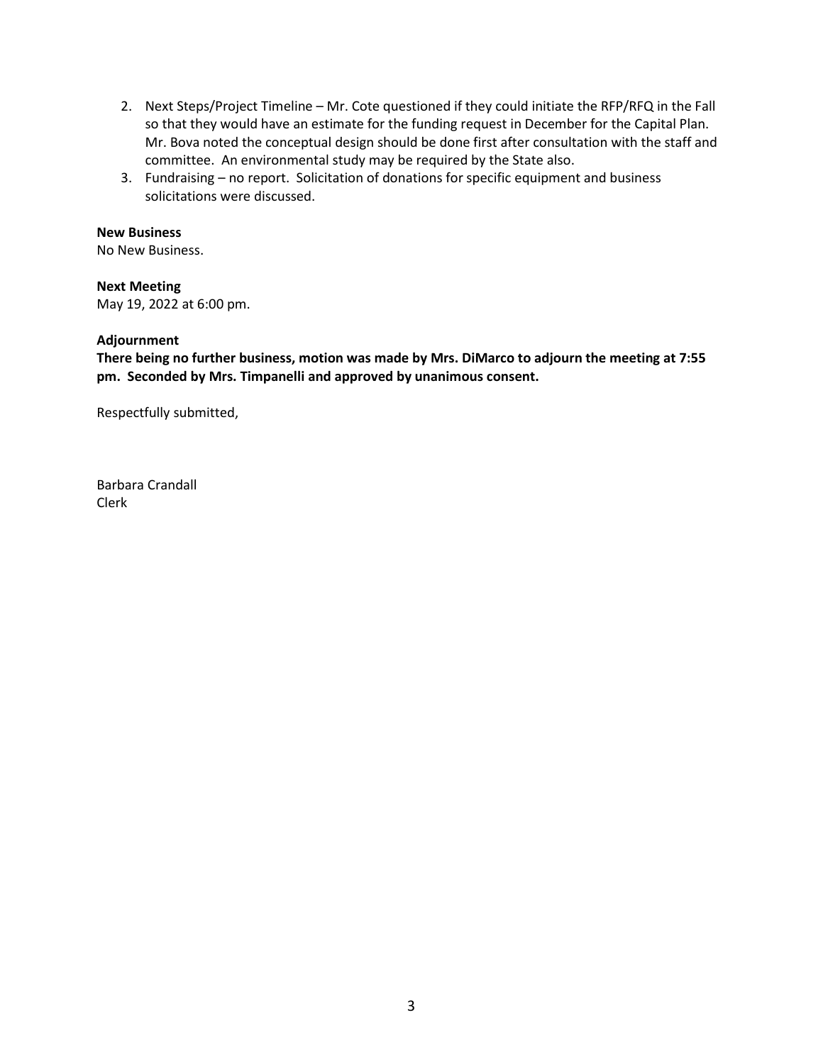2. Next Steps/Project Timeline – Mr. Cote questioned if they could initiate the RFP/RFQ in the Fall so that they would have an estimate for the funding request in December for the Capital Plan. Mr. Bova noted the conceptual design should be done first after consultation with the staff and committee. An environmental study may be required by the State also.
3. Fundraising – no report. Solicitation of donations for specific equipment and business solicitations were discussed.

**New Business**

No New Business.

**Next Meeting**

May 19, 2022 at 6:00 pm.

**Adjournment**

**There being no further business, motion was made by Mrs. DiMarco to adjourn the meeting at 7:55 pm. Seconded by Mrs. Timpanelli and approved by unanimous consent.**

Respectfully submitted,

Barbara Crandall
Clerk